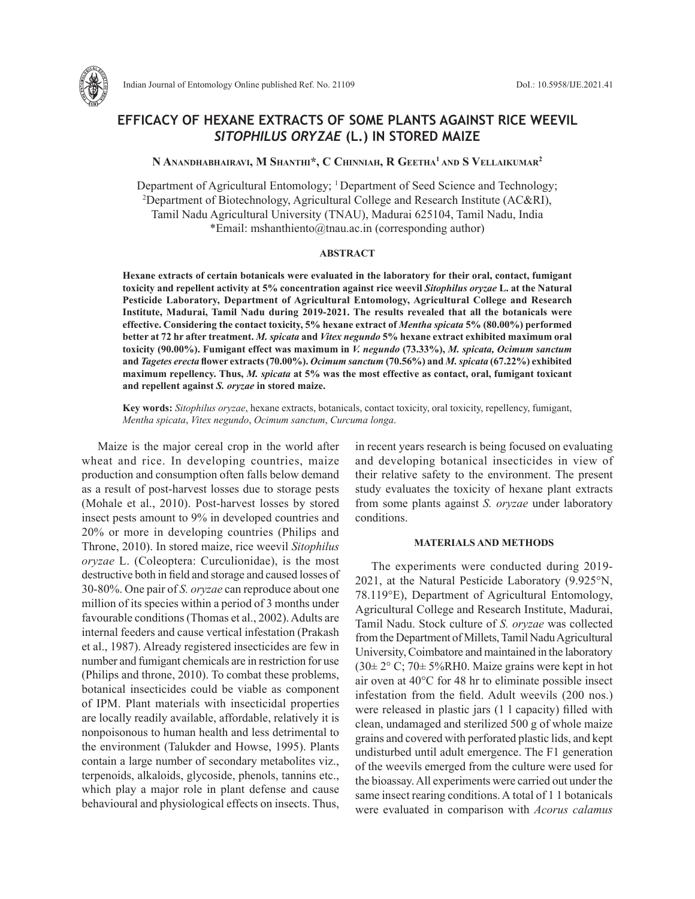# EFFICACY OF HEXANE EXTRACTS OF SOME PLANTS AGAINST RICE WEEVIL *SITOPHILUS ORYZAE* (L.) IN STORED MAIZE

**N Anandhabhairavi, M Shanthi\*, C Chinniah, R Geetha[1] and S Vellaikumar[2]**

Department of Agricultural Entomology; [1] Department of Seed Science and Technology; [2]Department of Biotechnology, Agricultural College and Research Institute (AC&RI), Tamil Nadu Agricultural University (TNAU), Madurai 625104, Tamil Nadu, India
\*Email: mshanthiento@tnau.ac.in (corresponding author)

## ABSTRACT

**Hexane extracts of certain botanicals were evaluated in the laboratory for their oral, contact, fumigant toxicity and repellent activity at 5% concentration against rice weevil *Sitophilus oryzae* L. at the Natural Pesticide Laboratory, Department of Agricultural Entomology, Agricultural College and Research Institute, Madurai, Tamil Nadu during 2019-2021. The results revealed that all the botanicals were effective. Considering the contact toxicity, 5% hexane extract of *Mentha spicata* 5% (80.00%) performed better at 72 hr after treatment. *M. spicata* and *Vitex negundo* 5% hexane extract exhibited maximum oral toxicity (90.00%). Fumigant effect was maximum in *V. negundo* (73.33%), *M. spicata, Ocimum sanctum* and *Tagetes erecta* flower extracts (70.00%). *Ocimum sanctum* (70.56%) and *M. spicata* (67.22%) exhibited maximum repellency. Thus, *M. spicata* at 5% was the most effective as contact, oral, fumigant toxicant and repellent against *S. oryzae* in stored maize.**

**Key words:** *Sitophilus oryzae*, hexane extracts, botanicals, contact toxicity, oral toxicity, repellency, fumigant, *Mentha spicata*, *Vitex negundo*, *Ocimum sanctum*, *Curcuma longa*.

Maize is the major cereal crop in the world after wheat and rice. In developing countries, maize production and consumption often falls below demand as a result of post-harvest losses due to storage pests (Mohale et al., 2010). Post-harvest losses by stored insect pests amount to 9% in developed countries and 20% or more in developing countries (Philips and Throne, 2010). In stored maize, rice weevil *Sitophilus oryzae* L. (Coleoptera: Curculionidae), is the most destructive both in field and storage and caused losses of 30-80%. One pair of *S. oryzae* can reproduce about one million of its species within a period of 3 months under favourable conditions (Thomas et al., 2002). Adults are internal feeders and cause vertical infestation (Prakash et al., 1987). Already registered insecticides are few in number and fumigant chemicals are in restriction for use (Philips and throne, 2010). To combat these problems, botanical insecticides could be viable as component of IPM. Plant materials with insecticidal properties are locally readily available, affordable, relatively it is nonpoisonous to human health and less detrimental to the environment (Talukder and Howse, 1995). Plants contain a large number of secondary metabolites viz., terpenoids, alkaloids, glycoside, phenols, tannins etc., which play a major role in plant defense and cause behavioural and physiological effects on insects. Thus, in recent years research is being focused on evaluating and developing botanical insecticides in view of their relative safety to the environment. The present study evaluates the toxicity of hexane plant extracts from some plants against *S. oryzae* under laboratory conditions.

## MATERIALS AND METHODS

The experiments were conducted during 2019-2021, at the Natural Pesticide Laboratory (9.925°N, 78.119°E), Department of Agricultural Entomology, Agricultural College and Research Institute, Madurai, Tamil Nadu. Stock culture of *S. oryzae* was collected from the Department of Millets, Tamil Nadu Agricultural University, Coimbatore and maintained in the laboratory (30± 2° C; 70± 5%RH0. Maize grains were kept in hot air oven at 40°C for 48 hr to eliminate possible insect infestation from the field. Adult weevils (200 nos.) were released in plastic jars (1 l capacity) filled with clean, undamaged and sterilized 500 g of whole maize grains and covered with perforated plastic lids, and kept undisturbed until adult emergence. The F1 generation of the weevils emerged from the culture were used for the bioassay. All experiments were carried out under the same insect rearing conditions. A total of 1 1 botanicals were evaluated in comparison with *Acorus calamus*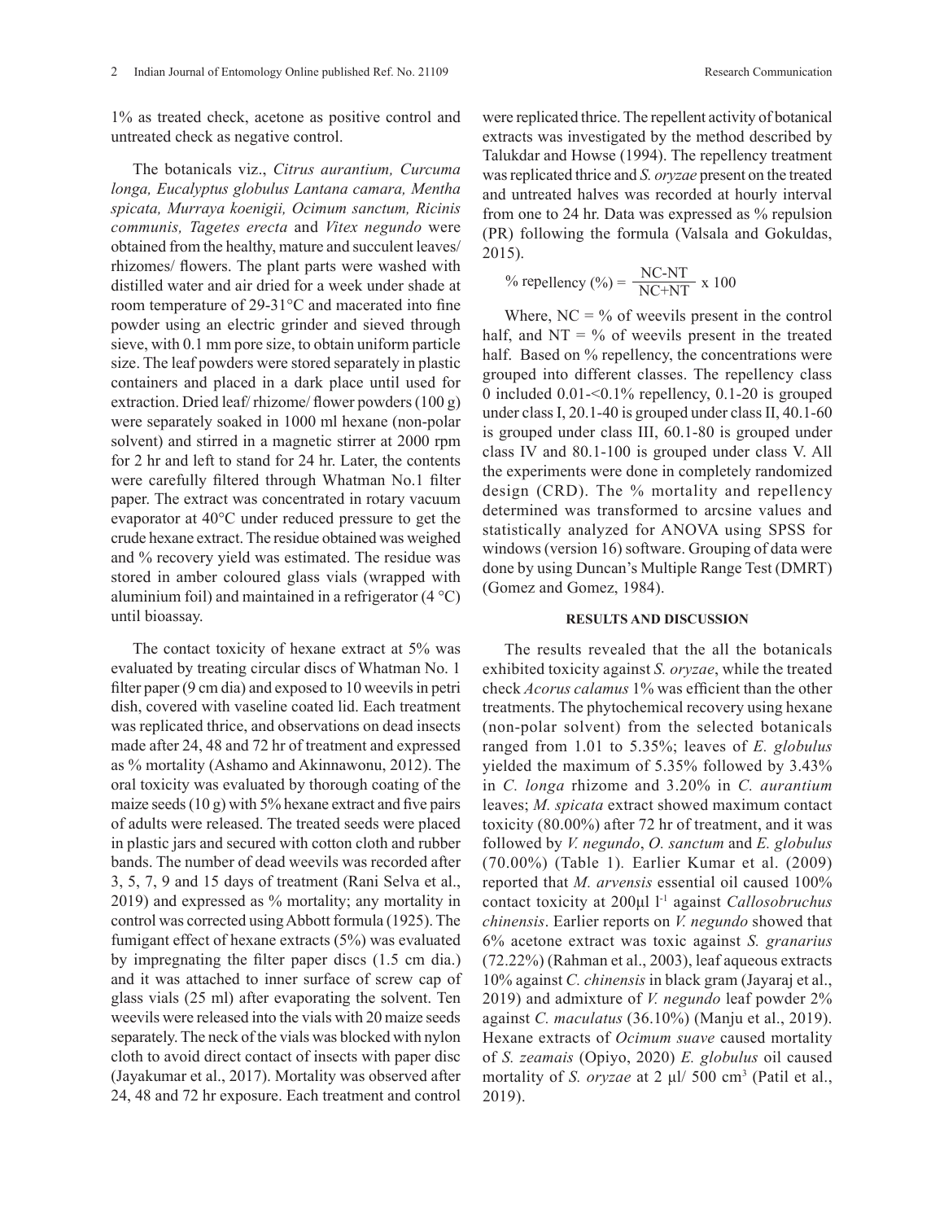1% as treated check, acetone as positive control and untreated check as negative control.

The botanicals viz., *Citrus aurantium, Curcuma longa, Eucalyptus globulus Lantana camara, Mentha spicata, Murraya koenigii, Ocimum sanctum, Ricinis communis, Tagetes erecta* and *Vitex negundo* were obtained from the healthy, mature and succulent leaves/ rhizomes/ flowers. The plant parts were washed with distilled water and air dried for a week under shade at room temperature of 29-31°C and macerated into fine powder using an electric grinder and sieved through sieve, with 0.1 mm pore size, to obtain uniform particle size. The leaf powders were stored separately in plastic containers and placed in a dark place until used for extraction. Dried leaf/ rhizome/ flower powders (100 g) were separately soaked in 1000 ml hexane (non-polar solvent) and stirred in a magnetic stirrer at 2000 rpm for 2 hr and left to stand for 24 hr. Later, the contents were carefully filtered through Whatman No.1 filter paper. The extract was concentrated in rotary vacuum evaporator at 40°C under reduced pressure to get the crude hexane extract. The residue obtained was weighed and % recovery yield was estimated. The residue was stored in amber coloured glass vials (wrapped with aluminium foil) and maintained in a refrigerator (4 °C) until bioassay.

The contact toxicity of hexane extract at 5% was evaluated by treating circular discs of Whatman No. 1 filter paper (9 cm dia) and exposed to 10 weevils in petri dish, covered with vaseline coated lid. Each treatment was replicated thrice, and observations on dead insects made after 24, 48 and 72 hr of treatment and expressed as % mortality (Ashamo and Akinnawonu, 2012). The oral toxicity was evaluated by thorough coating of the maize seeds (10 g) with 5% hexane extract and five pairs of adults were released. The treated seeds were placed in plastic jars and secured with cotton cloth and rubber bands. The number of dead weevils was recorded after 3, 5, 7, 9 and 15 days of treatment (Rani Selva et al., 2019) and expressed as % mortality; any mortality in control was corrected using Abbott formula (1925). The fumigant effect of hexane extracts (5%) was evaluated by impregnating the filter paper discs (1.5 cm dia.) and it was attached to inner surface of screw cap of glass vials (25 ml) after evaporating the solvent. Ten weevils were released into the vials with 20 maize seeds separately. The neck of the vials was blocked with nylon cloth to avoid direct contact of insects with paper disc (Jayakumar et al., 2017). Mortality was observed after 24, 48 and 72 hr exposure. Each treatment and control were replicated thrice. The repellent activity of botanical extracts was investigated by the method described by Talukdar and Howse (1994). The repellency treatment was replicated thrice and *S. oryzae* present on the treated and untreated halves was recorded at hourly interval from one to 24 hr. Data was expressed as % repulsion (PR) following the formula (Valsala and Gokuldas, 2015).

$$\% \text{ repellency } (\%) = \frac{\text{NC-NT}}{\text{NC+NT}} \times 100$$

Where, NC = % of weevils present in the control half, and NT = % of weevils present in the treated half. Based on % repellency, the concentrations were grouped into different classes. The repellency class 0 included 0.01-<0.1% repellency, 0.1-20 is grouped under class I, 20.1-40 is grouped under class II, 40.1-60 is grouped under class III, 60.1-80 is grouped under class IV and 80.1-100 is grouped under class V. All the experiments were done in completely randomized design (CRD). The % mortality and repellency determined was transformed to arcsine values and statistically analyzed for ANOVA using SPSS for windows (version 16) software. Grouping of data were done by using Duncan's Multiple Range Test (DMRT) (Gomez and Gomez, 1984).

## RESULTS AND DISCUSSION

The results revealed that the all the botanicals exhibited toxicity against *S. oryzae*, while the treated check *Acorus calamus* 1% was efficient than the other treatments. The phytochemical recovery using hexane (non-polar solvent) from the selected botanicals ranged from 1.01 to 5.35%; leaves of *E. globulus* yielded the maximum of 5.35% followed by 3.43% in *C. longa* rhizome and 3.20% in *C. aurantium* leaves; *M. spicata* extract showed maximum contact toxicity (80.00%) after 72 hr of treatment, and it was followed by *V. negundo*, *O. sanctum* and *E. globulus* (70.00%) (Table 1). Earlier Kumar et al. (2009) reported that *M. arvensis* essential oil caused 100% contact toxicity at 200µl $l^{-1}$ against *Callosobruchus chinensis*. Earlier reports on *V. negundo* showed that 6% acetone extract was toxic against *S. granarius* (72.22%) (Rahman et al., 2003), leaf aqueous extracts 10% against *C. chinensis* in black gram (Jayaraj et al., 2019) and admixture of *V. negundo* leaf powder 2% against *C. maculatus* (36.10%) (Manju et al., 2019). Hexane extracts of *Ocimum suave* caused mortality of *S. zeamais* (Opiyo, 2020) *E. globulus* oil caused mortality of *S. oryzae* at 2 µl/ 500 $cm^3$ (Patil et al., 2019).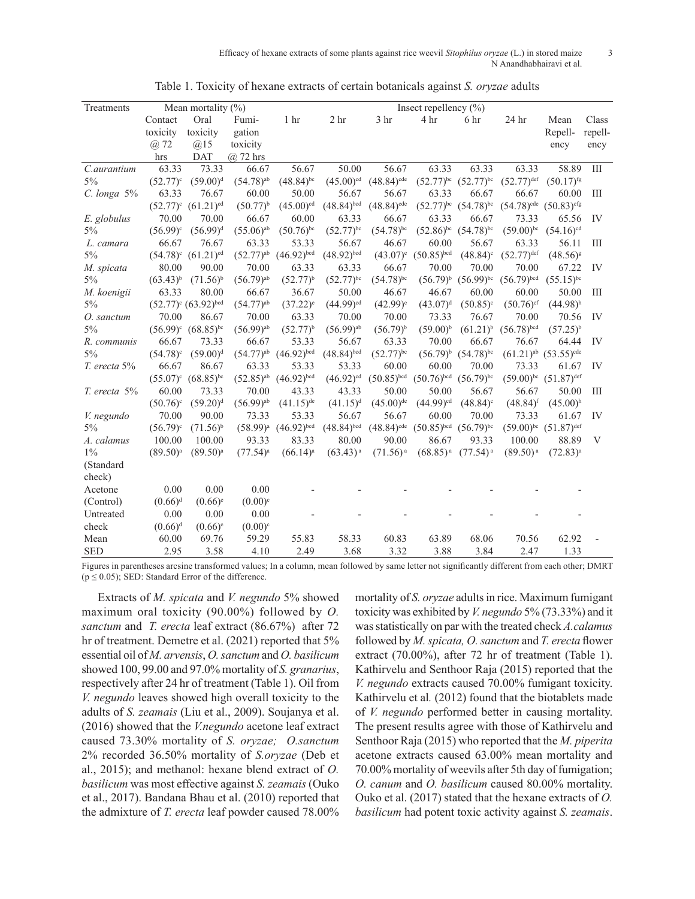Table 1. Toxicity of hexane extracts of certain botanicals against *S. oryzae* adults

| Treatments | Mean mortality (%) | | | Insect repellency (%) | | | | | | | | |
|---|---|---|---|---|---|---|---|---|---|---|---|---|
| | Contact toxicity @ 72 hrs | Oral toxicity @15 DAT | Fumigation toxicity @ 72 hrs | 1 hr | 2 hr | 3 hr | 4 hr | 6 hr | 24 hr | Mean Repellency | Class repellency |
| *C.aurantium* 5% | 63.33 $(52.77)^{c}$ | 73.33 $(59.00)^{d}$ | 66.67 $(54.78)^{ab}$ | 56.67 $(48.84)^{bc}$ | 50.00 $(45.00)^{cd}$ | 56.67 $(48.84)^{cde}$ | 63.33 $(52.77)^{bc}$ | 63.33 $(52.77)^{bc}$ | 63.33 $(52.77)^{def}$ | 58.89 $(50.17)^{fg}$ | III |
| *C. longa* 5% | 63.33 $(52.77)^{c}$ | 76.67 $(61.21)^{cd}$ | 60.00 $(50.77)^{b}$ | 50.00 $(45.00)^{cd}$ | 56.67 $(48.84)^{bcd}$ | 56.67 $(48.84)^{cde}$ | 63.33 $(52.77)^{bc}$ | 66.67 $(54.78)^{bc}$ | 66.67 $(54.78)^{cde}$ | 60.00 $(50.83)^{efg}$ | III |
| *E. globulus* 5% | 70.00 $(56.99)^{c}$ | 70.00 $(56.99)^{d}$ | 66.67 $(55.06)^{ab}$ | 60.00 $(50.76)^{bc}$ | 63.33 $(52.77)^{bc}$ | 66.67 $(54.78)^{bc}$ | 63.33 $(52.86)^{bc}$ | 66.67 $(54.78)^{bc}$ | 73.33 $(59.00)^{bc}$ | 65.56 $(54.16)^{cd}$ | IV |
| *L. camara* 5% | 66.67 $(54.78)^{c}$ | 76.67 $(61.21)^{cd}$ | 63.33 $(52.77)^{ab}$ | 53.33 $(46.92)^{bcd}$ | 56.67 $(48.92)^{bcd}$ | 46.67 $(43.07)^{e}$ | 60.00 $(50.85)^{bcd}$ | 56.67 $(48.84)^{c}$ | 63.33 $(52.77)^{def}$ | 56.11 $(48.56)^{g}$ | III |
| *M. spicata* 5% | 80.00 $(63.43)^{b}$ | 90.00 $(71.56)^{b}$ | 70.00 $(56.79)^{ab}$ | 63.33 $(52.77)^{b}$ | 63.33 $(52.77)^{bc}$ | 66.67 $(54.78)^{bc}$ | 70.00 $(56.79)^{b}$ | 70.00 $(56.99)^{bc}$ | 70.00 $(56.79)^{bcd}$ | 67.22 $(55.15)^{bc}$ | IV |
| *M. koenigii* 5% | 63.33 $(52.77)^{c}$ | 80.00 $(63.92)^{bcd}$ | 66.67 $(54.77)^{ab}$ | 36.67 $(37.22)^{e}$ | 50.00 $(44.99)^{cd}$ | 46.67 $(42.99)^{e}$ | 46.67 $(43.07)^{d}$ | 60.00 $(50.85)^{c}$ | 60.00 $(50.76)^{ef}$ | 50.00 $(44.98)^{h}$ | III |
| *O. sanctum* 5% | 70.00 $(56.99)^{c}$ | 86.67 $(68.85)^{bc}$ | 70.00 $(56.99)^{ab}$ | 63.33 $(52.77)^{b}$ | 70.00 $(56.99)^{ab}$ | 70.00 $(56.79)^{b}$ | 73.33 $(59.00)^{b}$ | 76.67 $(61.21)^{b}$ | 70.00 $(56.78)^{bcd}$ | 70.56 $(57.25)^{b}$ | IV |
| *R. communis* 5% | 66.67 $(54.78)^{c}$ | 73.33 $(59.00)^{d}$ | 66.67 $(54.77)^{ab}$ | 53.33 $(46.92)^{bcd}$ | 56.67 $(48.84)^{bcd}$ | 63.33 $(52.77)^{bc}$ | 70.00 $(56.79)^{b}$ | 66.67 $(54.78)^{bc}$ | 76.67 $(61.21)^{ab}$ | 64.44 $(53.55)^{cde}$ | IV |
| *T. erecta* 5% | 66.67 $(55.07)^{c}$ | 86.67 $(68.85)^{bc}$ | 63.33 $(52.85)^{ab}$ | 53.33 $(46.92)^{bcd}$ | 53.33 $(46.92)^{cd}$ | 60.00 $(50.85)^{bcd}$ | 60.00 $(50.76)^{bcd}$ | 70.00 $(56.79)^{bc}$ | 73.33 $(59.00)^{bc}$ | 61.67 $(51.87)^{def}$ | IV |
| *T. erecta* 5% | 60.00 $(50.76)^{c}$ | 73.33 $(59.20)^{d}$ | 70.00 $(56.99)^{ab}$ | 43.33 $(41.15)^{de}$ | 43.33 $(41.15)^{d}$ | 50.00 $(45.00)^{de}$ | 50.00 $(44.99)^{cd}$ | 56.67 $(48.84)^{c}$ | 56.67 $(48.84)^{f}$ | 50.00 $(45.00)^{h}$ | III |
| *V. negundo* 5% | 70.00 $(56.79)^{c}$ | 90.00 $(71.56)^{b}$ | 73.33 $(58.99)^{a}$ | 53.33 $(46.92)^{bcd}$ | 56.67 $(48.84)^{bcd}$ | 56.67 $(48.84)^{cde}$ | 60.00 $(50.85)^{bcd}$ | 70.00 $(56.79)^{bc}$ | 73.33 $(59.00)^{bc}$ | 61.67 $(51.87)^{def}$ | IV |
| *A. calamus* 1% (Standard check) | 100.00 $(89.50)^{a}$ | 100.00 $(89.50)^{a}$ | 93.33 $(77.54)^{a}$ | 83.33 $(66.14)^{a}$ | 80.00 $(63.43)^{a}$ | 90.00 $(71.56)^{a}$ | 86.67 $(68.85)^{a}$ | 93.33 $(77.54)^{a}$ | 100.00 $(89.50)^{a}$ | 88.89 $(72.83)^{a}$ | V |
| Acetone (Control) | 0.00 $(0.66)^{d}$ | 0.00 $(0.66)^{e}$ | 0.00 $(0.00)^{c}$ | - | - | - | - | - | - | - | |
| Untreated check | 0.00 $(0.66)^{d}$ | 0.00 $(0.66)^{e}$ | 0.00 $(0.00)^{c}$ | - | - | - | - | - | - | - | |
| Mean | 60.00 | 69.76 | 59.29 | 55.83 | 58.33 | 60.83 | 63.89 | 68.06 | 70.56 | 62.92 | - |
| SED | 2.95 | 3.58 | 4.10 | 2.49 | 3.68 | 3.32 | 3.88 | 3.84 | 2.47 | 1.33 | |

Figures in parentheses arcsine transformed values; In a column, mean followed by same letter not significantly different from each other; DMRT ($p \leq 0.05$); SED: Standard Error of the difference.

Extracts of *M. spicata* and *V. negundo* 5% showed maximum oral toxicity (90.00%) followed by *O. sanctum* and *T. erecta* leaf extract (86.67%) after 72 hr of treatment. Demetre et al. (2021) reported that 5% essential oil of *M. arvensis*, *O. sanctum* and *O. basilicum* showed 100, 99.00 and 97.0% mortality of *S. granarius*, respectively after 24 hr of treatment (Table 1). Oil from *V. negundo* leaves showed high overall toxicity to the adults of *S. zeamais* (Liu et al., 2009). Soujanya et al. (2016) showed that the *V.negundo* acetone leaf extract caused 73.30% mortality of *S. oryzae; O.sanctum* 2% recorded 36.50% mortality of *S.oryzae* (Deb et al., 2015); and methanol: hexane blend extract of *O. basilicum* was most effective against *S. zeamais* (Ouko et al., 2017). Bandana Bhau et al. (2010) reported that the admixture of *T. erecta* leaf powder caused 78.00% mortality of *S. oryzae* adults in rice. Maximum fumigant toxicity was exhibited by *V. negundo* 5% (73.33%) and it was statistically on par with the treated check *A.calamus* followed by *M. spicata, O. sanctum* and *T. erecta* flower extract (70.00%), after 72 hr of treatment (Table 1). Kathirvelu and Senthoor Raja (2015) reported that the *V. negundo* extracts caused 70.00% fumigant toxicity. Kathirvelu et al*.* (2012) found that the biotablets made of *V. negundo* performed better in causing mortality. The present results agree with those of Kathirvelu and Senthoor Raja (2015) who reported that the *M. piperita* acetone extracts caused 63.00% mean mortality and 70.00% mortality of weevils after 5th day of fumigation; *O. canum* and *O. basilicum* caused 80.00% mortality. Ouko et al. (2017) stated that the hexane extracts of *O. basilicum* had potent toxic activity against *S. zeamais*.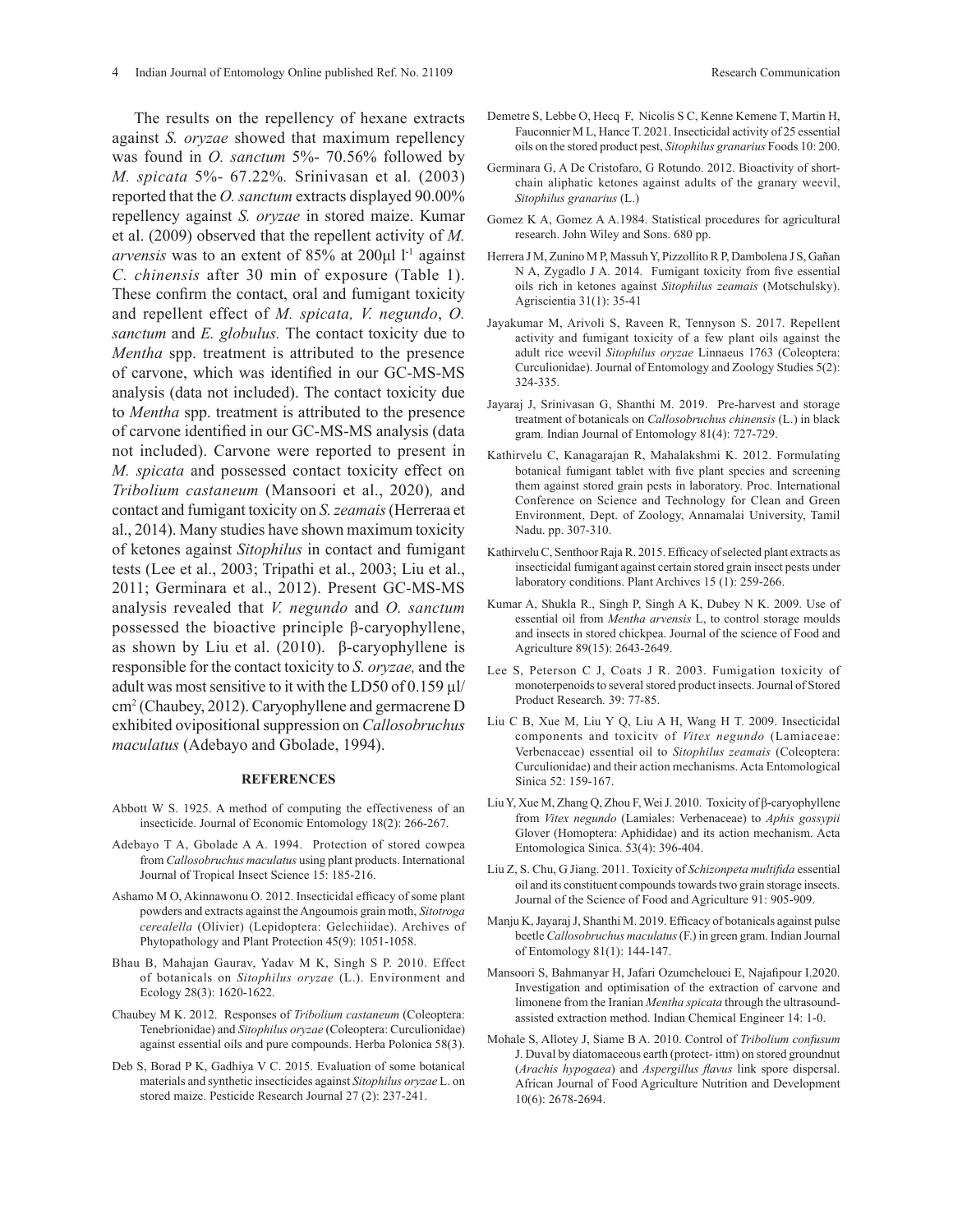The results on the repellency of hexane extracts against *S. oryzae* showed that maximum repellency was found in *O. sanctum* 5%- 70.56% followed by *M. spicata* 5%- 67.22%. Srinivasan et al. (2003) reported that the *O. sanctum* extracts displayed 90.00% repellency against *S. oryzae* in stored maize. Kumar et al. (2009) observed that the repellent activity of *M. arvensis* was to an extent of 85% at 200µl l$^{-1}$ against *C. chinensis* after 30 min of exposure (Table 1). These confirm the contact, oral and fumigant toxicity and repellent effect of *M. spicata, V. negundo*, *O. sanctum* and *E. globulus.* The contact toxicity due to *Mentha* spp. treatment is attributed to the presence of carvone, which was identified in our GC-MS-MS analysis (data not included). The contact toxicity due to *Mentha* spp. treatment is attributed to the presence of carvone identified in our GC-MS-MS analysis (data not included). Carvone were reported to present in *M. spicata* and possessed contact toxicity effect on *Tribolium castaneum* (Mansoori et al., 2020)*,* and contact and fumigant toxicity on *S. zeamais* (Herreraa et al., 2014). Many studies have shown maximum toxicity of ketones against *Sitophilus* in contact and fumigant tests (Lee et al., 2003; Tripathi et al., 2003; Liu et al., 2011; Germinara et al., 2012). Present GC-MS-MS analysis revealed that *V. negundo* and *O. sanctum* possessed the bioactive principle β-caryophyllene, as shown by Liu et al. (2010). β-caryophyllene is responsible for the contact toxicity to *S. oryzae,* and the adult was most sensitive to it with the LD50 of 0.159 µl/cm$^2$ (Chaubey, 2012). Caryophyllene and germacrene D exhibited ovipositional suppression on *Callosobruchus maculatus* (Adebayo and Gbolade, 1994).

## REFERENCES

Abbott W S. 1925. A method of computing the effectiveness of an insecticide. Journal of Economic Entomology 18(2): 266-267.

Adebayo T A, Gbolade A A. 1994. Protection of stored cowpea from *Callosobruchus maculatus* using plant products. International Journal of Tropical Insect Science 15: 185-216.

Ashamo M O, Akinnawonu O. 2012. Insecticidal efficacy of some plant powders and extracts against the Angoumois grain moth, *Sitotroga cerealella* (Olivier) (Lepidoptera: Gelechiidae). Archives of Phytopathology and Plant Protection 45(9): 1051-1058.

Bhau B, Mahajan Gaurav, Yadav M K, Singh S P. 2010. Effect of botanicals on *Sitophilus oryzae* (L.). Environment and Ecology 28(3): 1620-1622.

Chaubey M K. 2012. Responses of *Tribolium castaneum* (Coleoptera: Tenebrionidae) and *Sitophilus oryzae* (Coleoptera: Curculionidae) against essential oils and pure compounds. Herba Polonica 58(3).

Deb S, Borad P K, Gadhiya V C. 2015. Evaluation of some botanical materials and synthetic insecticides against *Sitophilus oryzae* L. on stored maize. Pesticide Research Journal 27 (2): 237-241.

Demetre S, Lebbe O, Hecq F, Nicolis S C, Kenne Kemene T, Martin H, Fauconnier M L, Hance T. 2021. Insecticidal activity of 25 essential oils on the stored product pest, *Sitophilus granarius* Foods 10: 200.

Germinara G, A De Cristofaro, G Rotundo. 2012. Bioactivity of short-chain aliphatic ketones against adults of the granary weevil, *Sitophilus granarius* (L.)

Gomez K A, Gomez A A.1984. Statistical procedures for agricultural research. John Wiley and Sons. 680 pp.

Herrera J M, Zunino M P, Massuh Y, Pizzollito R P, Dambolena J S, Gañan N A, Zygadlo J A. 2014. Fumigant toxicity from five essential oils rich in ketones against *Sitophilus zeamais* (Motschulsky). Agriscientia 31(1): 35-41

Jayakumar M, Arivoli S, Raveen R, Tennyson S. 2017. Repellent activity and fumigant toxicity of a few plant oils against the adult rice weevil *Sitophilus oryzae* Linnaeus 1763 (Coleoptera: Curculionidae). Journal of Entomology and Zoology Studies 5(2): 324-335.

Jayaraj J, Srinivasan G, Shanthi M. 2019. Pre-harvest and storage treatment of botanicals on *Callosobruchus chinensis* (L.) in black gram. Indian Journal of Entomology 81(4): 727-729.

Kathirvelu C, Kanagarajan R, Mahalakshmi K. 2012. Formulating botanical fumigant tablet with five plant species and screening them against stored grain pests in laboratory. Proc. International Conference on Science and Technology for Clean and Green Environment, Dept. of Zoology, Annamalai University, Tamil Nadu. pp. 307-310.

Kathirvelu C, Senthoor Raja R. 2015. Efficacy of selected plant extracts as insecticidal fumigant against certain stored grain insect pests under laboratory conditions. Plant Archives 15 (1): 259-266.

Kumar A, Shukla R., Singh P, Singh A K, Dubey N K. 2009. Use of essential oil from *Mentha arvensis* L, to control storage moulds and insects in stored chickpea. Journal of the science of Food and Agriculture 89(15): 2643-2649.

Lee S, Peterson C J, Coats J R. 2003. Fumigation toxicity of monoterpenoids to several stored product insects. Journal of Stored Product Research*.* 39: 77-85.

Liu C B, Xue M, Liu Y Q, Liu A H, Wang H T. 2009. Insecticidal components and toxicitv of *Vitex negundo* (Lamiaceae: Verbenaceae) essential oil to *Sitophilus zeamais* (Coleoptera: Curculionidae) and their action mechanisms. Acta Entomologica Sinica 52: 159-167.

Liu Y, Xue M, Zhang Q, Zhou F, Wei J. 2010. Toxicity of β-caryophyllene from *Vitex negundo* (Lamiales: Verbenaceae) to *Aphis gossypii* Glover (Homoptera: Aphididae) and its action mechanism. Acta Entomologica Sinica. 53(4): 396-404.

Liu Z, S. Chu, G Jiang. 2011. Toxicity of *Schizonpeta multifida* essential oil and its constituent compounds towards two grain storage insects. Journal of the Science of Food and Agriculture 91: 905-909.

Manju K, Jayaraj J, Shanthi M. 2019. Efficacy of botanicals against pulse beetle *Callosobruchus maculatus* (F.) in green gram. Indian Journal of Entomology 81(1): 144-147.

Mansoori S, Bahmanyar H, Jafari Ozumchelouei E, Najafipour I.2020. Investigation and optimisation of the extraction of carvone and limonene from the Iranian *Mentha spicata* through the ultrasound-assisted extraction method. Indian Chemical Engineer 14: 1-0.

Mohale S, Allotey J, Siame B A. 2010. Control of *Tribolium confusum* J. Duval by diatomaceous earth (protect- ittm) on stored groundnut (*Arachis hypogaea*) and *Aspergillus flavus* link spore dispersal. African Journal of Food Agriculture Nutrition and Development 10(6): 2678-2694.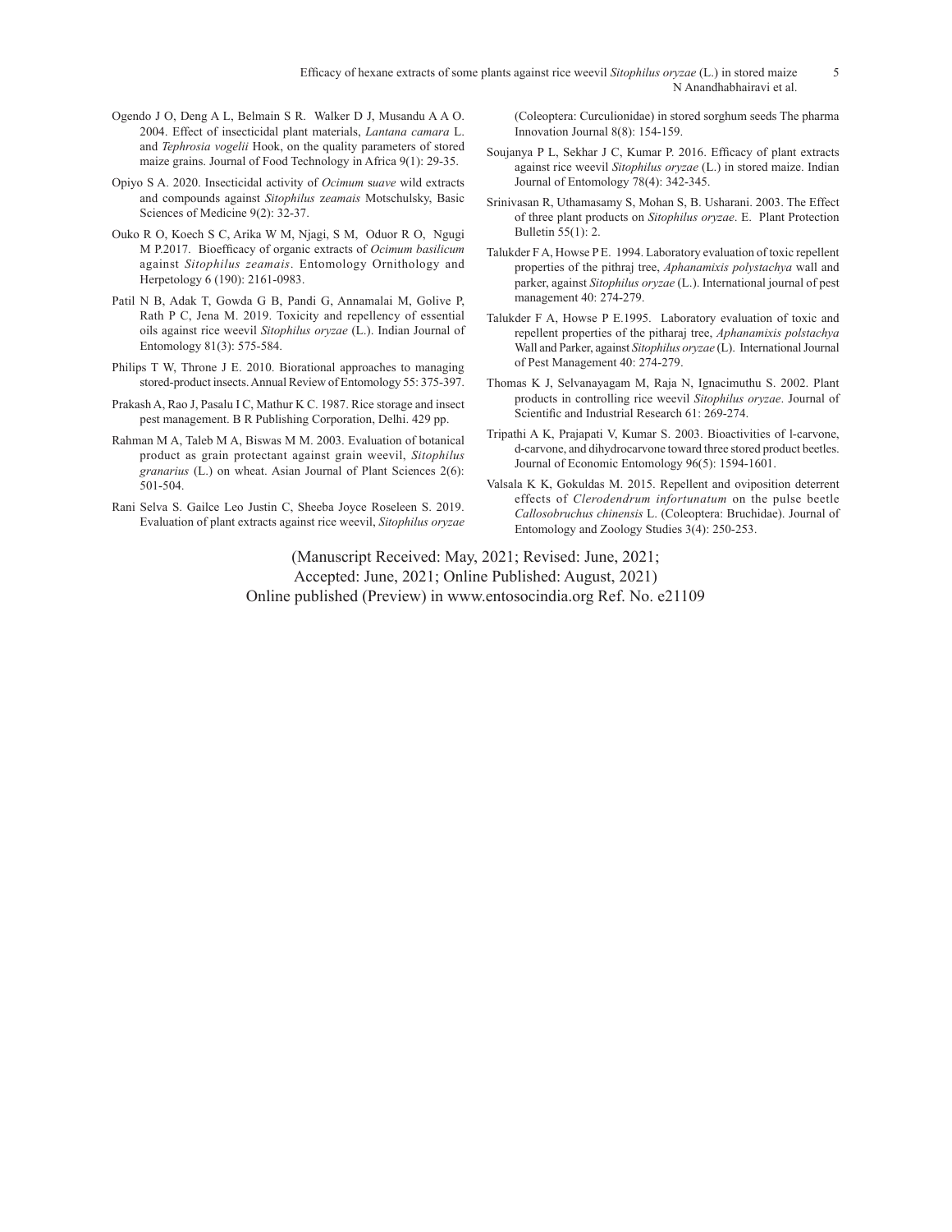Ogendo J O, Deng A L, Belmain S R. Walker D J, Musandu A A O. 2004. Effect of insecticidal plant materials, *Lantana camara* L. and *Tephrosia vogelii* Hook, on the quality parameters of stored maize grains. Journal of Food Technology in Africa 9(1): 29-35.

Opiyo S A. 2020. Insecticidal activity of *Ocimum suave* wild extracts and compounds against *Sitophilus zeamais* Motschulsky, Basic Sciences of Medicine 9(2): 32-37.

Ouko R O, Koech S C, Arika W M, Njagi, S M, Oduor R O, Ngugi M P.2017. Bioefficacy of organic extracts of *Ocimum basilicum* against *Sitophilus zeamais*. Entomology Ornithology and Herpetology 6 (190): 2161-0983.

Patil N B, Adak T, Gowda G B, Pandi G, Annamalai M, Golive P, Rath P C, Jena M. 2019. Toxicity and repellency of essential oils against rice weevil *Sitophilus oryzae* (L.). Indian Journal of Entomology 81(3): 575-584.

Philips T W, Throne J E. 2010. Biorational approaches to managing stored-product insects. Annual Review of Entomology 55: 375-397.

Prakash A, Rao J, Pasalu I C, Mathur K C. 1987. Rice storage and insect pest management. B R Publishing Corporation, Delhi. 429 pp.

Rahman M A, Taleb M A, Biswas M M. 2003. Evaluation of botanical product as grain protectant against grain weevil, *Sitophilus granarius* (L.) on wheat. Asian Journal of Plant Sciences 2(6): 501-504.

Rani Selva S. Gailce Leo Justin C, Sheeba Joyce Roseleen S. 2019. Evaluation of plant extracts against rice weevil, *Sitophilus oryzae* (Coleoptera: Curculionidae) in stored sorghum seeds The pharma Innovation Journal 8(8): 154-159.

Soujanya P L, Sekhar J C, Kumar P. 2016. Efficacy of plant extracts against rice weevil *Sitophilus oryzae* (L.) in stored maize. Indian Journal of Entomology 78(4): 342-345.

Srinivasan R, Uthamasamy S, Mohan S, B. Usharani. 2003. The Effect of three plant products on *Sitophilus oryzae*. E. Plant Protection Bulletin 55(1): 2.

Talukder F A, Howse P E. 1994. Laboratory evaluation of toxic repellent properties of the pithraj tree, *Aphanamixis polystachya* wall and parker, against *Sitophilus oryzae* (L.). International journal of pest management 40: 274-279.

Talukder F A, Howse P E.1995. Laboratory evaluation of toxic and repellent properties of the pitharaj tree, *Aphanamixis polstachya* Wall and Parker, against *Sitophilus oryzae* (L). International Journal of Pest Management 40: 274-279.

Thomas K J, Selvanayagam M, Raja N, Ignacimuthu S. 2002. Plant products in controlling rice weevil *Sitophilus oryzae*. Journal of Scientific and Industrial Research 61: 269-274.

Tripathi A K, Prajapati V, Kumar S. 2003. Bioactivities of l-carvone, d-carvone, and dihydrocarvone toward three stored product beetles. Journal of Economic Entomology 96(5): 1594-1601.

Valsala K K, Gokuldas M. 2015. Repellent and oviposition deterrent effects of *Clerodendrum infortunatum* on the pulse beetle *Callosobruchus chinensis* L. (Coleoptera: Bruchidae). Journal of Entomology and Zoology Studies 3(4): 250-253.

(Manuscript Received: May, 2021; Revised: June, 2021;
Accepted: June, 2021; Online Published: August, 2021)
Online published (Preview) in www.entosocindia.org Ref. No. e21109